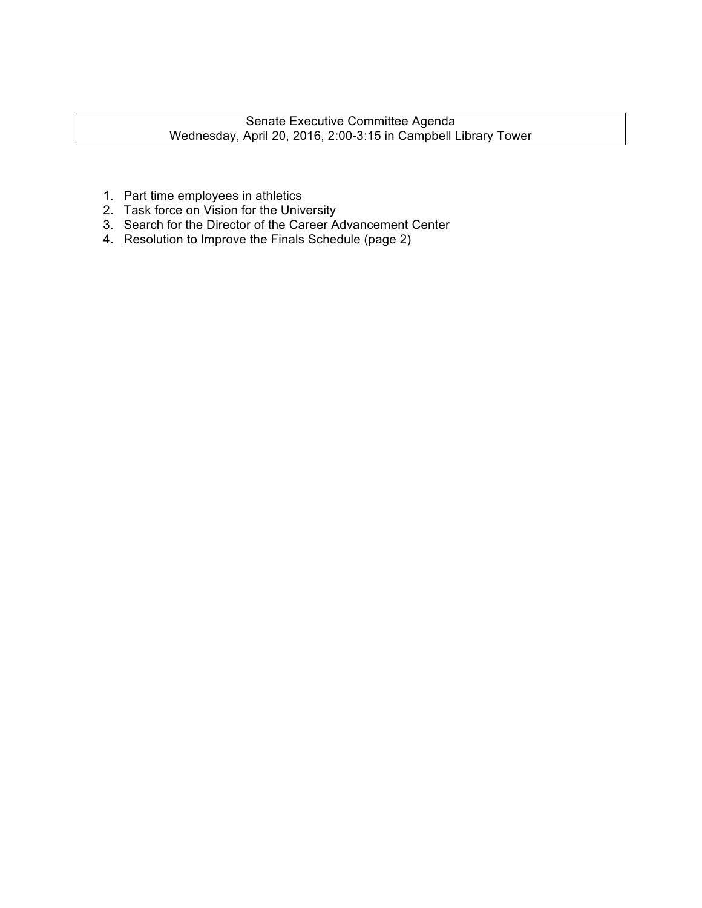# Senate Executive Committee Agenda

Wednesday, April 20, 2016, 2:00-3:15 in Campbell Library Tower

1. Part time employees in athletics
2. Task force on Vision for the University
3. Search for the Director of the Career Advancement Center
4. Resolution to Improve the Finals Schedule (page 2)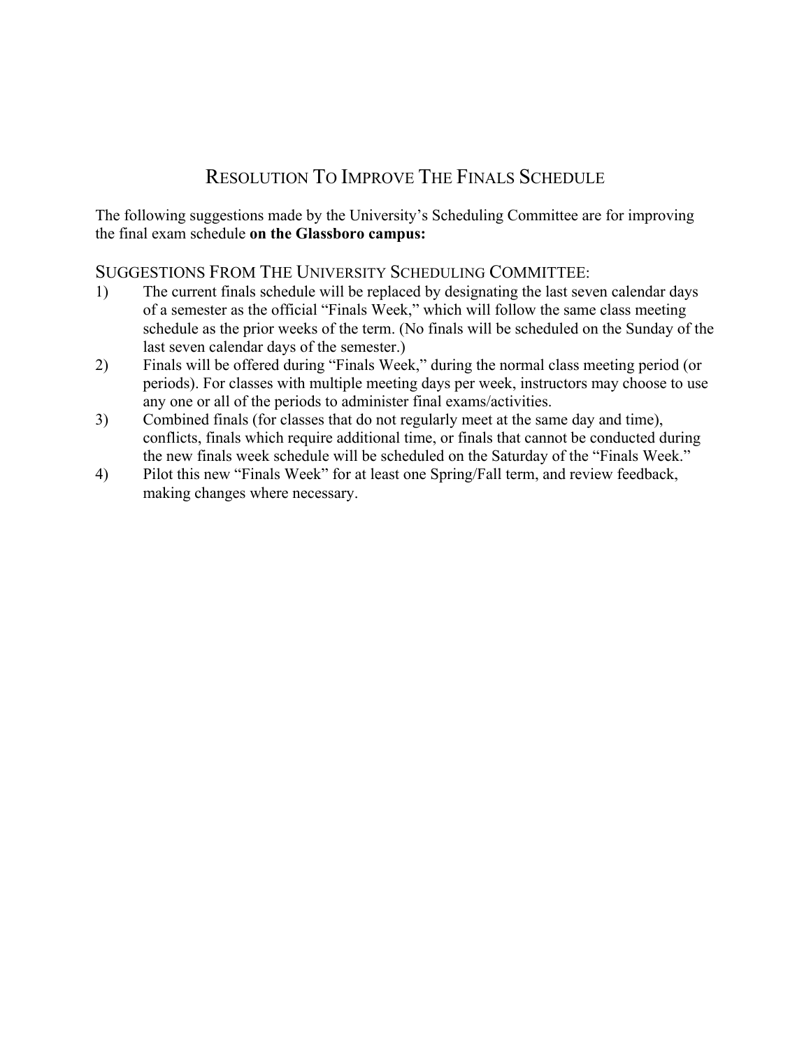# Resolution To Improve The Finals Schedule

The following suggestions made by the University's Scheduling Committee are for improving the final exam schedule **on the Glassboro campus:**

## Suggestions From The University Scheduling Committee:

1) The current finals schedule will be replaced by designating the last seven calendar days of a semester as the official "Finals Week," which will follow the same class meeting schedule as the prior weeks of the term. (No finals will be scheduled on the Sunday of the last seven calendar days of the semester.)
2) Finals will be offered during "Finals Week," during the normal class meeting period (or periods). For classes with multiple meeting days per week, instructors may choose to use any one or all of the periods to administer final exams/activities.
3) Combined finals (for classes that do not regularly meet at the same day and time), conflicts, finals which require additional time, or finals that cannot be conducted during the new finals week schedule will be scheduled on the Saturday of the "Finals Week."
4) Pilot this new "Finals Week" for at least one Spring/Fall term, and review feedback, making changes where necessary.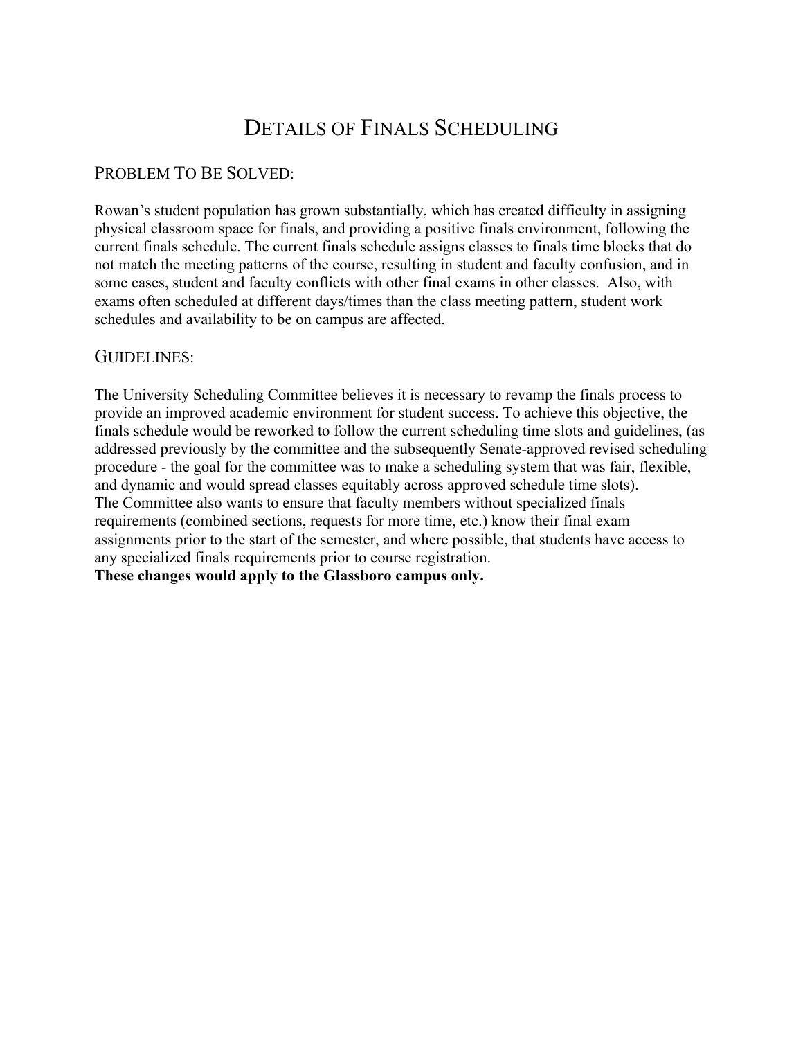# Details of Finals Scheduling

## Problem To Be Solved:

Rowan's student population has grown substantially, which has created difficulty in assigning physical classroom space for finals, and providing a positive finals environment, following the current finals schedule. The current finals schedule assigns classes to finals time blocks that do not match the meeting patterns of the course, resulting in student and faculty confusion, and in some cases, student and faculty conflicts with other final exams in other classes. Also, with exams often scheduled at different days/times than the class meeting pattern, student work schedules and availability to be on campus are affected.

## Guidelines:

The University Scheduling Committee believes it is necessary to revamp the finals process to provide an improved academic environment for student success. To achieve this objective, the finals schedule would be reworked to follow the current scheduling time slots and guidelines, (as addressed previously by the committee and the subsequently Senate-approved revised scheduling procedure - the goal for the committee was to make a scheduling system that was fair, flexible, and dynamic and would spread classes equitably across approved schedule time slots).
The Committee also wants to ensure that faculty members without specialized finals requirements (combined sections, requests for more time, etc.) know their final exam assignments prior to the start of the semester, and where possible, that students have access to any specialized finals requirements prior to course registration.
**These changes would apply to the Glassboro campus only.**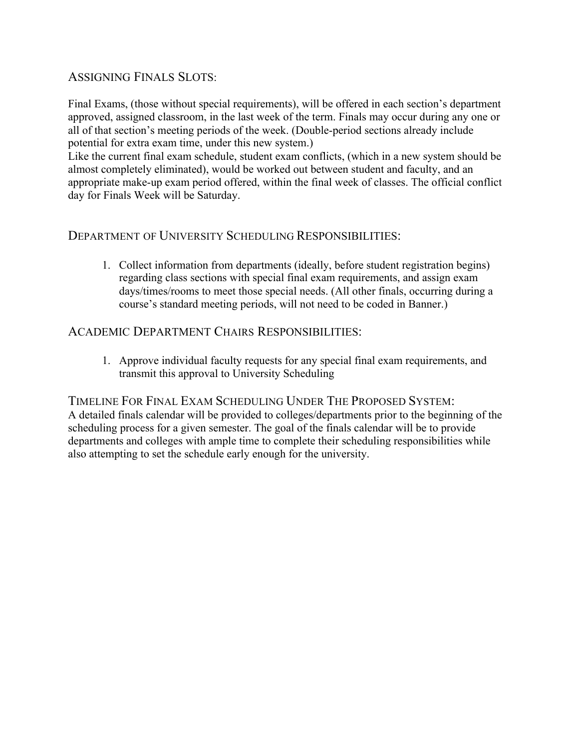## Assigning Finals Slots:

Final Exams, (those without special requirements), will be offered in each section's department approved, assigned classroom, in the last week of the term. Finals may occur during any one or all of that section's meeting periods of the week. (Double-period sections already include potential for extra exam time, under this new system.)

Like the current final exam schedule, student exam conflicts, (which in a new system should be almost completely eliminated), would be worked out between student and faculty, and an appropriate make-up exam period offered, within the final week of classes. The official conflict day for Finals Week will be Saturday.

## Department of University Scheduling Responsibilities:

1. Collect information from departments (ideally, before student registration begins) regarding class sections with special final exam requirements, and assign exam days/times/rooms to meet those special needs. (All other finals, occurring during a course's standard meeting periods, will not need to be coded in Banner.)

## Academic Department Chairs Responsibilities:

1. Approve individual faculty requests for any special final exam requirements, and transmit this approval to University Scheduling

## Timeline For Final Exam Scheduling Under The Proposed System:

A detailed finals calendar will be provided to colleges/departments prior to the beginning of the scheduling process for a given semester. The goal of the finals calendar will be to provide departments and colleges with ample time to complete their scheduling responsibilities while also attempting to set the schedule early enough for the university.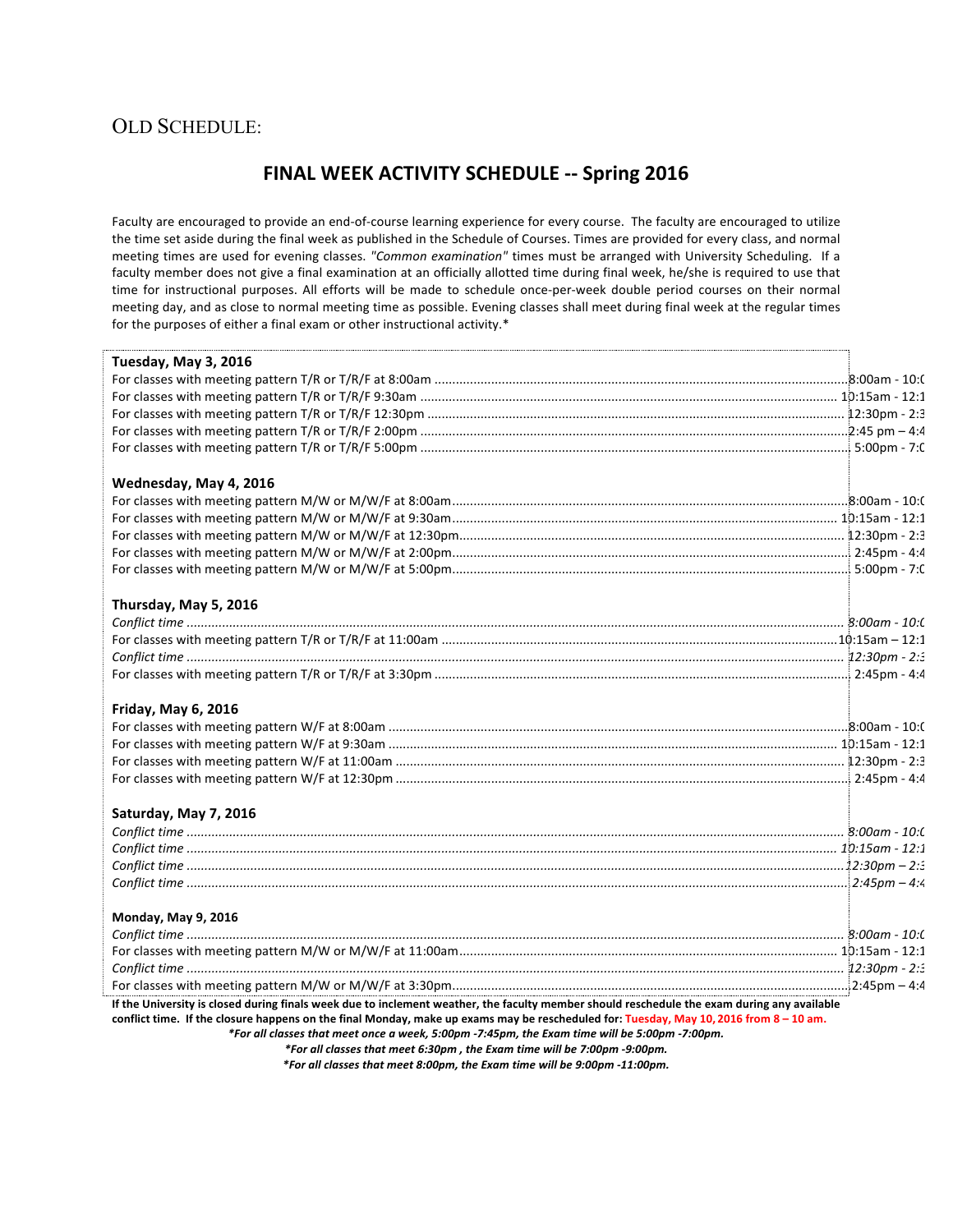# OLD SCHEDULE:

## FINAL WEEK ACTIVITY SCHEDULE -- Spring 2016

Faculty are encouraged to provide an end-of-course learning experience for every course. The faculty are encouraged to utilize the time set aside during the final week as published in the Schedule of Courses. Times are provided for every class, and normal meeting times are used for evening classes. *"Common examination"* times must be arranged with University Scheduling. If a faculty member does not give a final examination at an officially allotted time during final week, he/she is required to use that time for instructional purposes. All efforts will be made to schedule once-per-week double period courses on their normal meeting day, and as close to normal meeting time as possible. Evening classes shall meet during final week at the regular times for the purposes of either a final exam or other instructional activity.*

**Tuesday, May 3, 2016**

For classes with meeting pattern T/R or T/R/F at 8:00am .................. 8:00am - 10:0
For classes with meeting pattern T/R or T/R/F 9:30am .................. 10:15am - 12:1
For classes with meeting pattern T/R or T/R/F 12:30pm .................. 12:30pm - 2:3
For classes with meeting pattern T/R or T/R/F 2:00pm .................. 2:45 pm – 4:4
For classes with meeting pattern T/R or T/R/F 5:00pm .................. 5:00pm - 7:0

**Wednesday, May 4, 2016**

For classes with meeting pattern M/W or M/W/F at 8:00am .................. 8:00am - 10:0
For classes with meeting pattern M/W or M/W/F at 9:30am .................. 10:15am - 12:1
For classes with meeting pattern M/W or M/W/F at 12:30pm .................. 12:30pm - 2:3
For classes with meeting pattern M/W or M/W/F at 2:00pm .................. 2:45pm - 4:4
For classes with meeting pattern M/W or M/W/F at 5:00pm .................. 5:00pm - 7:0

**Thursday, May 5, 2016**

*Conflict time* .................. *8:00am - 10:0*
For classes with meeting pattern T/R or T/R/F at 11:00am .................. 10:15am – 12:1
*Conflict time* .................. *12:30pm - 2:3*
For classes with meeting pattern T/R or T/R/F at 3:30pm .................. 2:45pm - 4:4

**Friday, May 6, 2016**

For classes with meeting pattern W/F at 8:00am .................. 8:00am - 10:0
For classes with meeting pattern W/F at 9:30am .................. 10:15am - 12:1
For classes with meeting pattern W/F at 11:00am .................. 12:30pm - 2:3
For classes with meeting pattern W/F at 12:30pm .................. 2:45pm - 4:4

**Saturday, May 7, 2016**

*Conflict time* .................. *8:00am - 10:0*
*Conflict time* .................. *10:15am - 12:1*
*Conflict time* .................. *12:30pm – 2:3*
*Conflict time* .................. *2:45pm – 4:4*

**Monday, May 9, 2016**

*Conflict time* .................. *8:00am - 10:0*
For classes with meeting pattern M/W or M/W/F at 11:00am .................. 10:15am - 12:1
*Conflict time* .................. *12:30pm - 2:3*
For classes with meeting pattern M/W or M/W/F at 3:30pm .................. 2:45pm – 4:4

**If the University is closed during finals week due to inclement weather, the faculty member should reschedule the exam during any available conflict time. If the closure happens on the final Monday, make up exams may be rescheduled for: Tuesday, May 10, 2016 from 8 – 10 am.**

***For all classes that meet once a week, 5:00pm -7:45pm, the Exam time will be 5:00pm -7:00pm.***

***For all classes that meet 6:30pm , the Exam time will be 7:00pm -9:00pm.***

***For all classes that meet 8:00pm, the Exam time will be 9:00pm -11:00pm.***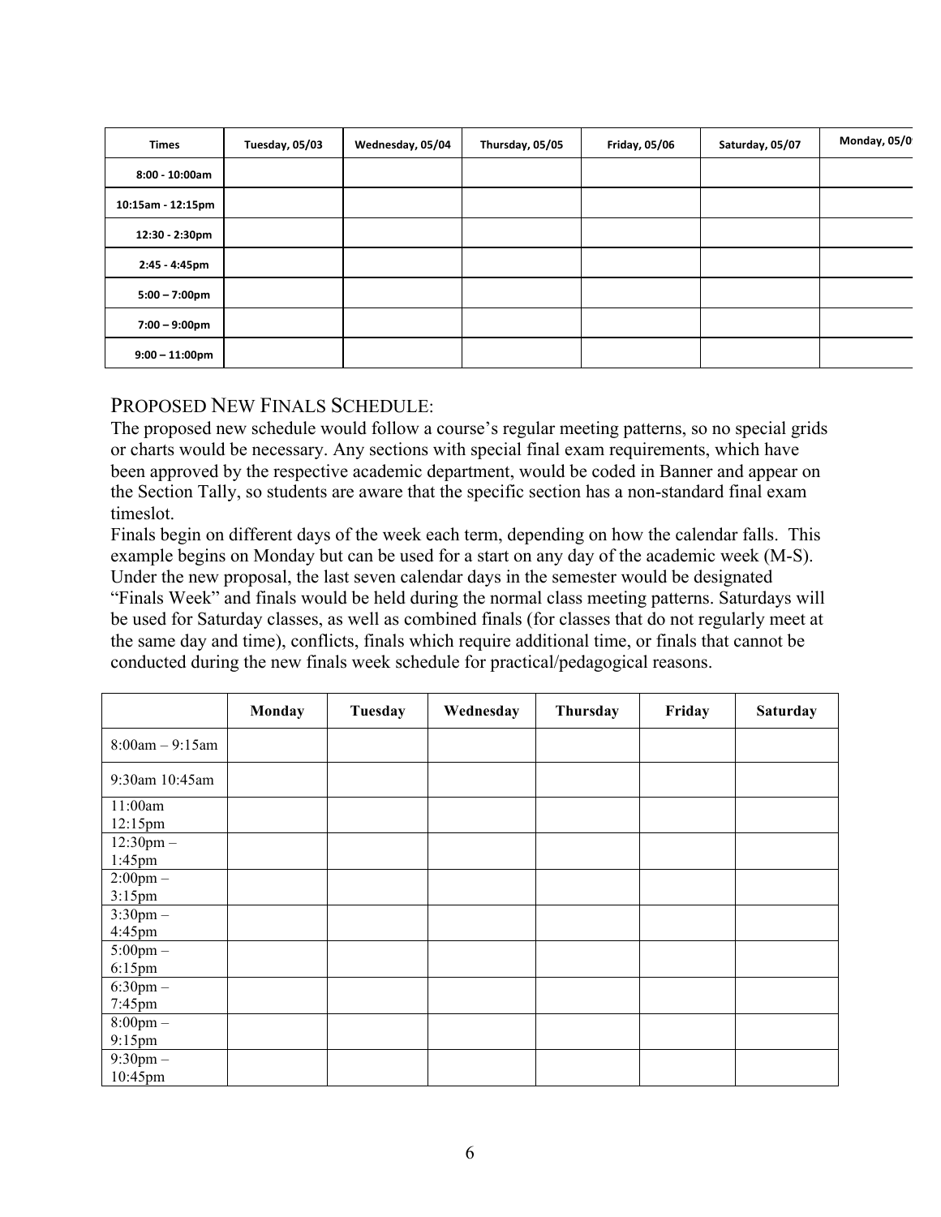| Times | Tuesday, 05/03 | Wednesday, 05/04 | Thursday, 05/05 | Friday, 05/06 | Saturday, 05/07 | Monday, 05/0 |
|---|---|---|---|---|---|---|
| 8:00 - 10:00am | | | | | | |
| 10:15am - 12:15pm | | | | | | |
| 12:30 - 2:30pm | | | | | | |
| 2:45 - 4:45pm | | | | | | |
| 5:00 – 7:00pm | | | | | | |
| 7:00 – 9:00pm | | | | | | |
| 9:00 – 11:00pm | | | | | | |

## PROPOSED NEW FINALS SCHEDULE:

The proposed new schedule would follow a course's regular meeting patterns, so no special grids or charts would be necessary. Any sections with special final exam requirements, which have been approved by the respective academic department, would be coded in Banner and appear on the Section Tally, so students are aware that the specific section has a non-standard final exam timeslot.

Finals begin on different days of the week each term, depending on how the calendar falls. This example begins on Monday but can be used for a start on any day of the academic week (M-S). Under the new proposal, the last seven calendar days in the semester would be designated "Finals Week" and finals would be held during the normal class meeting patterns. Saturdays will be used for Saturday classes, as well as combined finals (for classes that do not regularly meet at the same day and time), conflicts, finals which require additional time, or finals that cannot be conducted during the new finals week schedule for practical/pedagogical reasons.

| | Monday | Tuesday | Wednesday | Thursday | Friday | Saturday |
|---|---|---|---|---|---|---|
| 8:00am – 9:15am | | | | | | |
| 9:30am 10:45am | | | | | | |
| 11:00am 12:15pm | | | | | | |
| 12:30pm – 1:45pm | | | | | | |
| 2:00pm – 3:15pm | | | | | | |
| 3:30pm – 4:45pm | | | | | | |
| 5:00pm – 6:15pm | | | | | | |
| 6:30pm – 7:45pm | | | | | | |
| 8:00pm – 9:15pm | | | | | | |
| 9:30pm – 10:45pm | | | | | | |